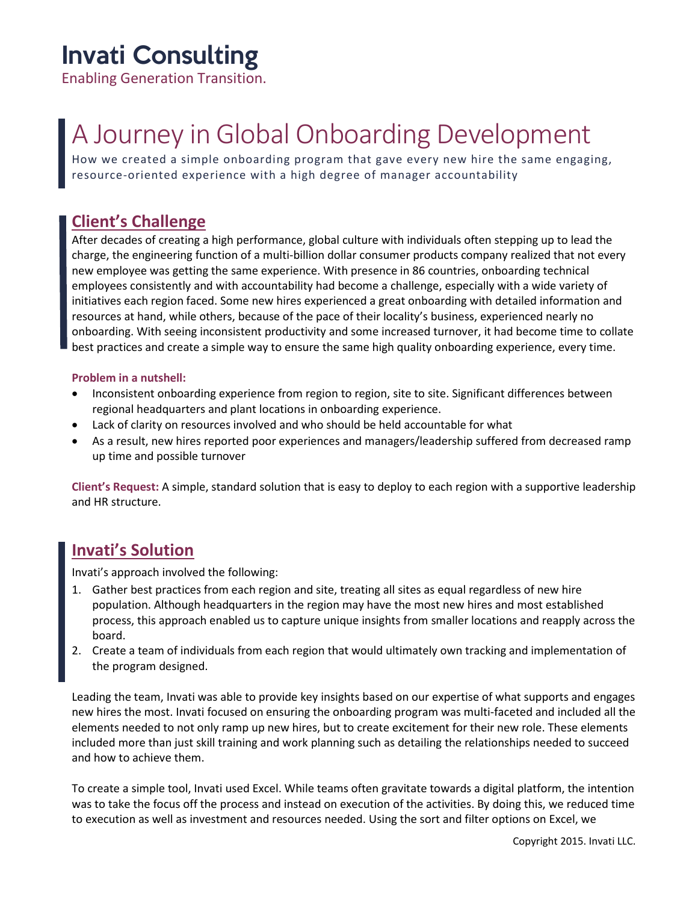# Invati Consulting

Enabling Generation Transition.

# A Journey in Global Onboarding Development

How we created a simple onboarding program that gave every new hire the same engaging, resource-oriented experience with a high degree of manager accountability

## Client's Challenge

After decades of creating a high performance, global culture with individuals often stepping up to lead the charge, the engineering function of a multi-billion dollar consumer products company realized that not every new employee was getting the same experience. With presence in 86 countries, onboarding technical employees consistently and with accountability had become a challenge, especially with a wide variety of initiatives each region faced. Some new hires experienced a great onboarding with detailed information and resources at hand, while others, because of the pace of their locality's business, experienced nearly no onboarding. With seeing inconsistent productivity and some increased turnover, it had become time to collate best practices and create a simple way to ensure the same high quality onboarding experience, every time.

**Problem in a nutshell:**

- Inconsistent onboarding experience from region to region, site to site. Significant differences between regional headquarters and plant locations in onboarding experience.
- Lack of clarity on resources involved and who should be held accountable for what
- As a result, new hires reported poor experiences and managers/leadership suffered from decreased ramp up time and possible turnover

**Client's Request:** A simple, standard solution that is easy to deploy to each region with a supportive leadership and HR structure.

## Invati's Solution

Invati's approach involved the following:

1. Gather best practices from each region and site, treating all sites as equal regardless of new hire population. Although headquarters in the region may have the most new hires and most established process, this approach enabled us to capture unique insights from smaller locations and reapply across the board.
2. Create a team of individuals from each region that would ultimately own tracking and implementation of the program designed.

Leading the team, Invati was able to provide key insights based on our expertise of what supports and engages new hires the most. Invati focused on ensuring the onboarding program was multi-faceted and included all the elements needed to not only ramp up new hires, but to create excitement for their new role. These elements included more than just skill training and work planning such as detailing the relationships needed to succeed and how to achieve them.

To create a simple tool, Invati used Excel. While teams often gravitate towards a digital platform, the intention was to take the focus off the process and instead on execution of the activities. By doing this, we reduced time to execution as well as investment and resources needed. Using the sort and filter options on Excel, we

Copyright 2015. Invati LLC.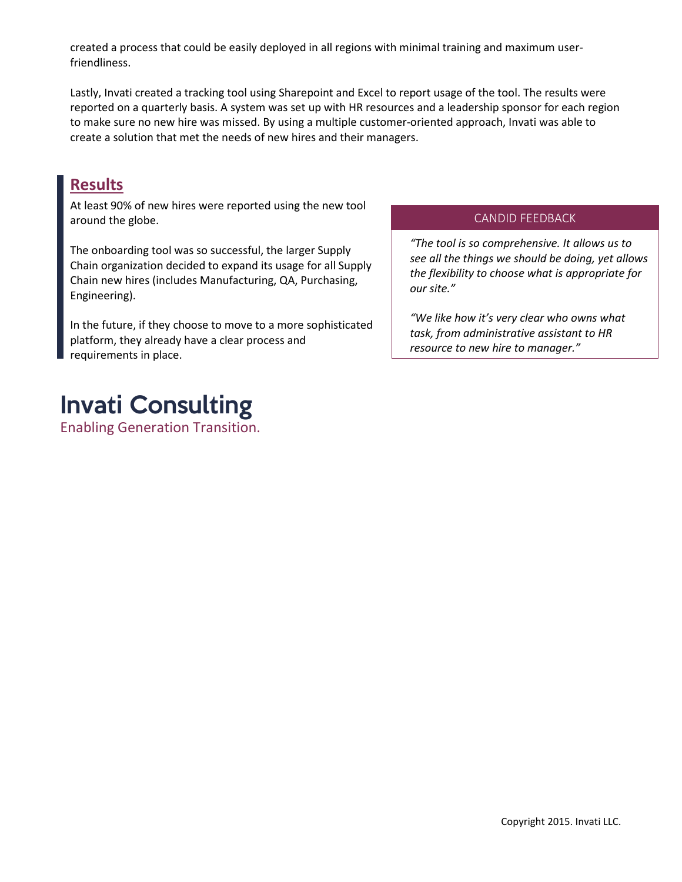created a process that could be easily deployed in all regions with minimal training and maximum user-friendliness.

Lastly, Invati created a tracking tool using Sharepoint and Excel to report usage of the tool. The results were reported on a quarterly basis. A system was set up with HR resources and a leadership sponsor for each region to make sure no new hire was missed. By using a multiple customer-oriented approach, Invati was able to create a solution that met the needs of new hires and their managers.

## Results

At least 90% of new hires were reported using the new tool around the globe.

The onboarding tool was so successful, the larger Supply Chain organization decided to expand its usage for all Supply Chain new hires (includes Manufacturing, QA, Purchasing, Engineering).

In the future, if they choose to move to a more sophisticated platform, they already have a clear process and requirements in place.

### CANDID FEEDBACK

*"The tool is so comprehensive. It allows us to see all the things we should be doing, yet allows the flexibility to choose what is appropriate for our site."*

*"We like how it's very clear who owns what task, from administrative assistant to HR resource to new hire to manager."*

**Invati Consulting**
Enabling Generation Transition.

Copyright 2015. Invati LLC.